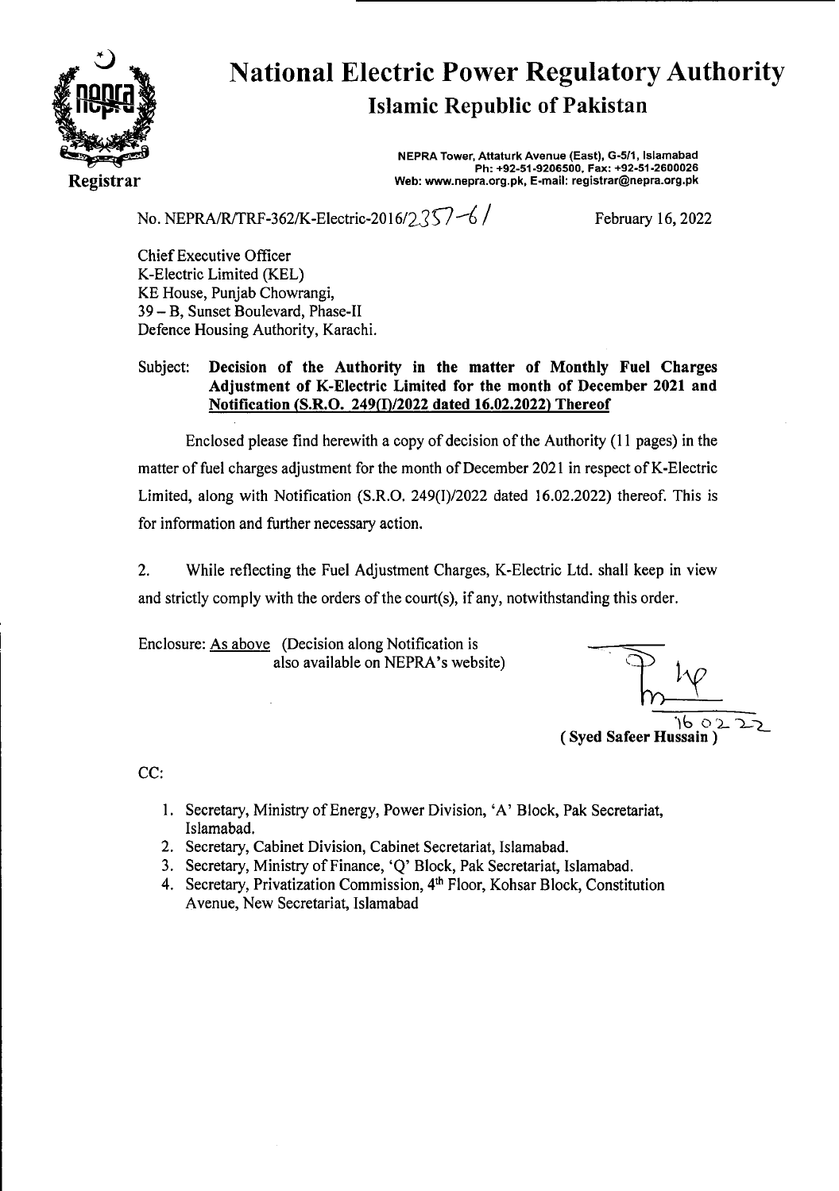# National Electric Power Regulatory Authority
## Islamic Republic of Pakistan

Registrar

NEPRA Tower, Attaturk Avenue (East), G-5/1, Islamabad
Ph: +92-51-9206500, Fax: +92-51-2600026
Web: www.nepra.org.pk, E-mail: registrar@nepra.org.pk

No. NEPRA/R/TRF-362/K-Electric-2016/2357-61

February 16, 2022

Chief Executive Officer
K-Electric Limited (KEL)
KE House, Punjab Chowrangi,
39 – B, Sunset Boulevard, Phase-II
Defence Housing Authority, Karachi.

Subject: **Decision of the Authority in the matter of Monthly Fuel Charges Adjustment of K-Electric Limited for the month of December 2021 and Notification (S.R.O. 249(I)/2022 dated 16.02.2022) Thereof**

Enclosed please find herewith a copy of decision of the Authority (11 pages) in the matter of fuel charges adjustment for the month of December 2021 in respect of K-Electric Limited, along with Notification (S.R.O. 249(I)/2022 dated 16.02.2022) thereof. This is for information and further necessary action.

2. While reflecting the Fuel Adjustment Charges, K-Electric Ltd. shall keep in view and strictly comply with the orders of the court(s), if any, notwithstanding this order.

Enclosure: As above (Decision along Notification is also available on NEPRA's website)

16.02.22
( Syed Safeer Hussain )

CC:

1. Secretary, Ministry of Energy, Power Division, 'A' Block, Pak Secretariat, Islamabad.
2. Secretary, Cabinet Division, Cabinet Secretariat, Islamabad.
3. Secretary, Ministry of Finance, 'Q' Block, Pak Secretariat, Islamabad.
4. Secretary, Privatization Commission, 4th Floor, Kohsar Block, Constitution Avenue, New Secretariat, Islamabad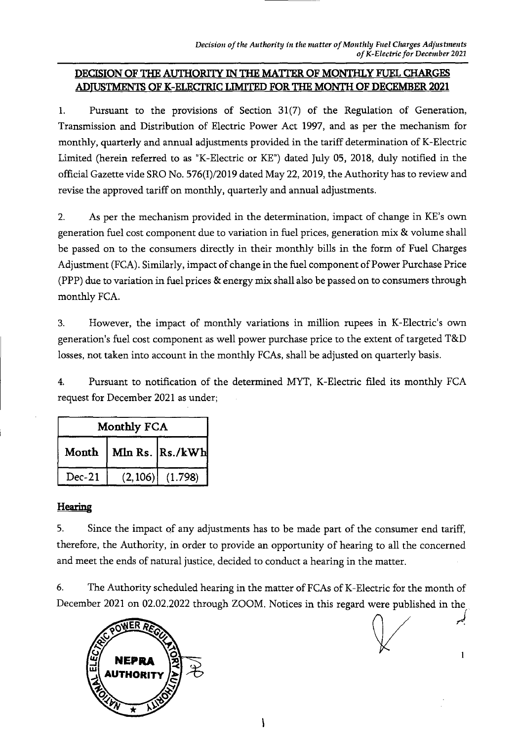# DECISION OF THE AUTHORITY IN THE MATTER OF MONTHLY FUEL CHARGES ADJUSTMENTS OF K-ELECTRIC LIMITED FOR THE MONTH OF DECEMBER 2021

1. Pursuant to the provisions of Section 31(7) of the Regulation of Generation, Transmission and Distribution of Electric Power Act 1997, and as per the mechanism for monthly, quarterly and annual adjustments provided in the tariff determination of K-Electric Limited (herein referred to as "K-Electric or KE") dated July 05, 2018, duly notified in the official Gazette vide SRO No. 576(I)/2019 dated May 22, 2019, the Authority has to review and revise the approved tariff on monthly, quarterly and annual adjustments.

2. As per the mechanism provided in the determination, impact of change in KE's own generation fuel cost component due to variation in fuel prices, generation mix & volume shall be passed on to the consumers directly in their monthly bills in the form of Fuel Charges Adjustment (FCA). Similarly, impact of change in the fuel component of Power Purchase Price (PPP) due to variation in fuel prices & energy mix shall also be passed on to consumers through monthly FCA.

3. However, the impact of monthly variations in million rupees in K-Electric's own generation's fuel cost component as well power purchase price to the extent of targeted T&D losses, not taken into account in the monthly FCAs, shall be adjusted on quarterly basis.

4. Pursuant to notification of the determined MYT, K-Electric filed its monthly FCA request for December 2021 as under;

| Monthly FCA | | |
|---|---|---|
| Month | Mln Rs. | Rs./kWh |
| Dec-21 | (2,106) | (1.798) |

## Hearing

5. Since the impact of any adjustments has to be made part of the consumer end tariff, therefore, the Authority, in order to provide an opportunity of hearing to all the concerned and meet the ends of natural justice, decided to conduct a hearing in the matter.

6. The Authority scheduled hearing in the matter of FCAs of K-Electric for the month of December 2021 on 02.02.2022 through ZOOM. Notices in this regard were published in the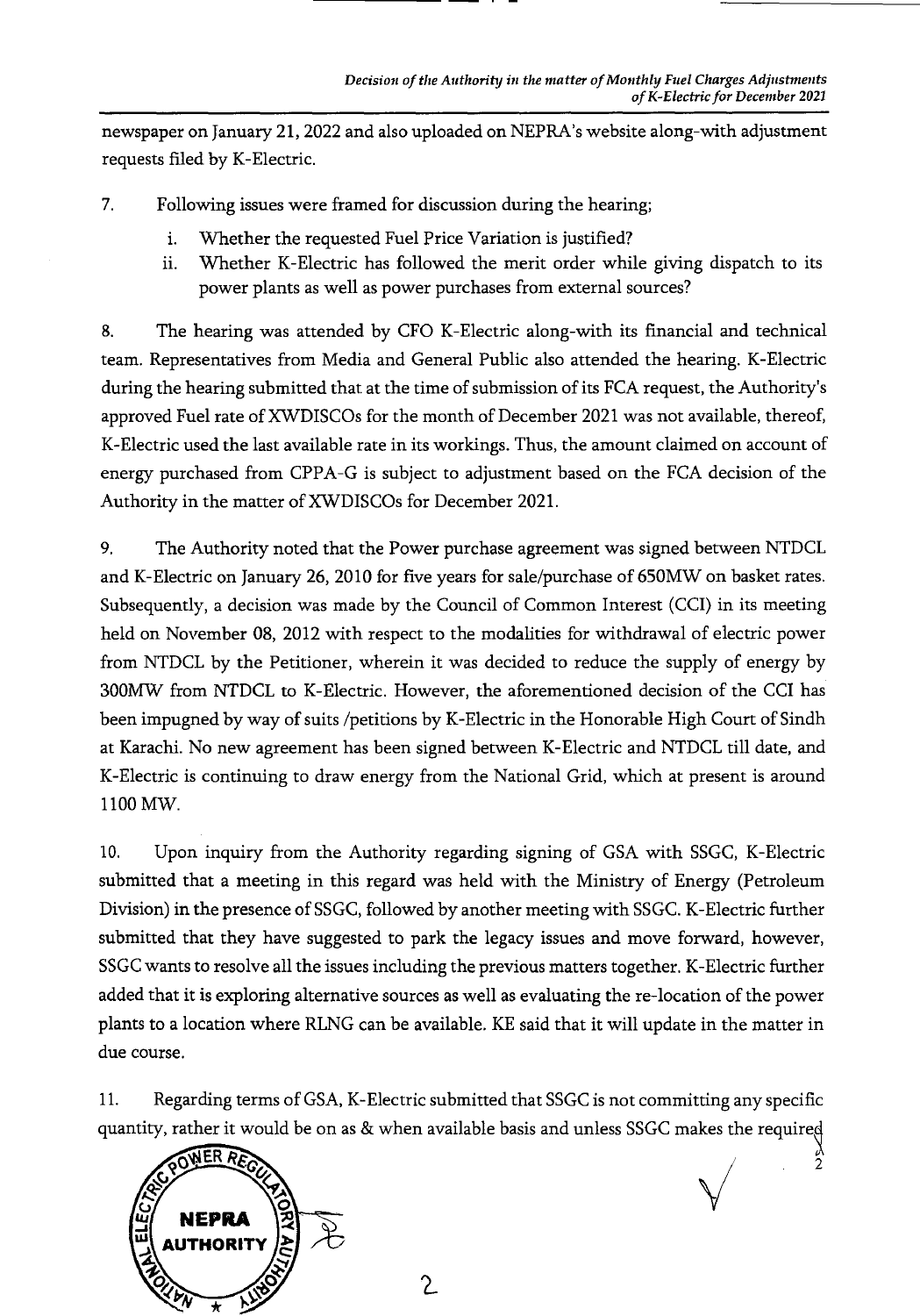newspaper on January 21, 2022 and also uploaded on NEPRA's website along-with adjustment requests filed by K-Electric.

7. Following issues were framed for discussion during the hearing;

   i. Whether the requested Fuel Price Variation is justified?
   
   ii. Whether K-Electric has followed the merit order while giving dispatch to its power plants as well as power purchases from external sources?

8. The hearing was attended by CFO K-Electric along-with its financial and technical team. Representatives from Media and General Public also attended the hearing. K-Electric during the hearing submitted that at the time of submission of its FCA request, the Authority's approved Fuel rate of XWDISCOs for the month of December 2021 was not available, thereof, K-Electric used the last available rate in its workings. Thus, the amount claimed on account of energy purchased from CPPA-G is subject to adjustment based on the FCA decision of the Authority in the matter of XWDISCOs for December 2021.

9. The Authority noted that the Power purchase agreement was signed between NTDCL and K-Electric on January 26, 2010 for five years for sale/purchase of 650MW on basket rates. Subsequently, a decision was made by the Council of Common Interest (CCI) in its meeting held on November 08, 2012 with respect to the modalities for withdrawal of electric power from NTDCL by the Petitioner, wherein it was decided to reduce the supply of energy by 300MW from NTDCL to K-Electric. However, the aforementioned decision of the CCI has been impugned by way of suits /petitions by K-Electric in the Honorable High Court of Sindh at Karachi. No new agreement has been signed between K-Electric and NTDCL till date, and K-Electric is continuing to draw energy from the National Grid, which at present is around 1100 MW.

10. Upon inquiry from the Authority regarding signing of GSA with SSGC, K-Electric submitted that a meeting in this regard was held with the Ministry of Energy (Petroleum Division) in the presence of SSGC, followed by another meeting with SSGC. K-Electric further submitted that they have suggested to park the legacy issues and move forward, however, SSGC wants to resolve all the issues including the previous matters together. K-Electric further added that it is exploring alternative sources as well as evaluating the re-location of the power plants to a location where RLNG can be available. KE said that it will update in the matter in due course.

11. Regarding terms of GSA, K-Electric submitted that SSGC is not committing any specific quantity, rather it would be on as & when available basis and unless SSGC makes the required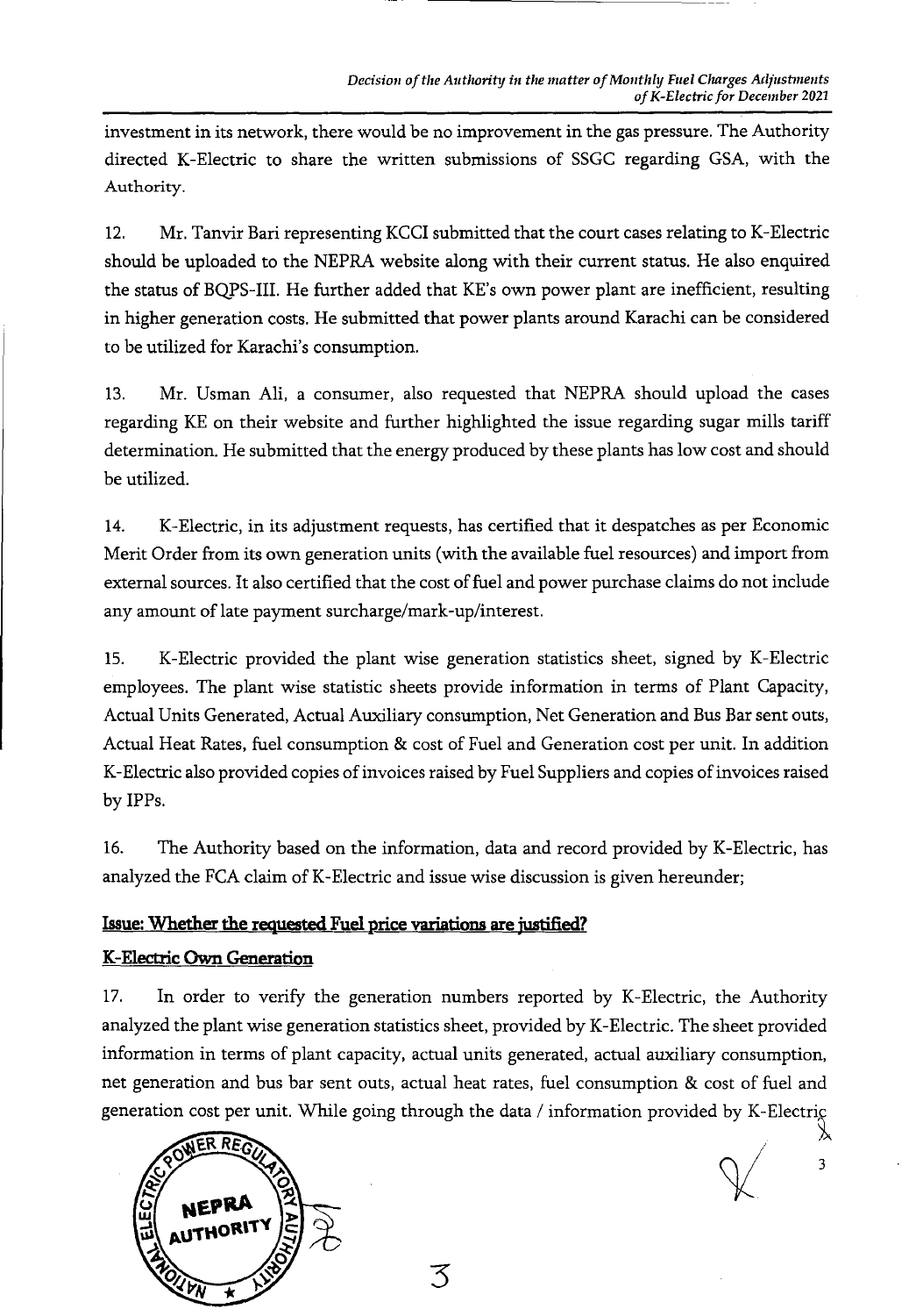investment in its network, there would be no improvement in the gas pressure. The Authority directed K-Electric to share the written submissions of SSGC regarding GSA, with the Authority.

12. Mr. Tanvir Bari representing KCCI submitted that the court cases relating to K-Electric should be uploaded to the NEPRA website along with their current status. He also enquired the status of BQPS-III. He further added that KE's own power plant are inefficient, resulting in higher generation costs. He submitted that power plants around Karachi can be considered to be utilized for Karachi's consumption.

13. Mr. Usman Ali, a consumer, also requested that NEPRA should upload the cases regarding KE on their website and further highlighted the issue regarding sugar mills tariff determination. He submitted that the energy produced by these plants has low cost and should be utilized.

14. K-Electric, in its adjustment requests, has certified that it despatches as per Economic Merit Order from its own generation units (with the available fuel resources) and import from external sources. It also certified that the cost of fuel and power purchase claims do not include any amount of late payment surcharge/mark-up/interest.

15. K-Electric provided the plant wise generation statistics sheet, signed by K-Electric employees. The plant wise statistic sheets provide information in terms of Plant Capacity, Actual Units Generated, Actual Auxiliary consumption, Net Generation and Bus Bar sent outs, Actual Heat Rates, fuel consumption & cost of Fuel and Generation cost per unit. In addition K-Electric also provided copies of invoices raised by Fuel Suppliers and copies of invoices raised by IPPs.

16. The Authority based on the information, data and record provided by K-Electric, has analyzed the FCA claim of K-Electric and issue wise discussion is given hereunder;

**Issue: Whether the requested Fuel price variations are justified?**

**K-Electric Own Generation**

17. In order to verify the generation numbers reported by K-Electric, the Authority analyzed the plant wise generation statistics sheet, provided by K-Electric. The sheet provided information in terms of plant capacity, actual units generated, actual auxiliary consumption, net generation and bus bar sent outs, actual heat rates, fuel consumption & cost of fuel and generation cost per unit. While going through the data / information provided by K-Electric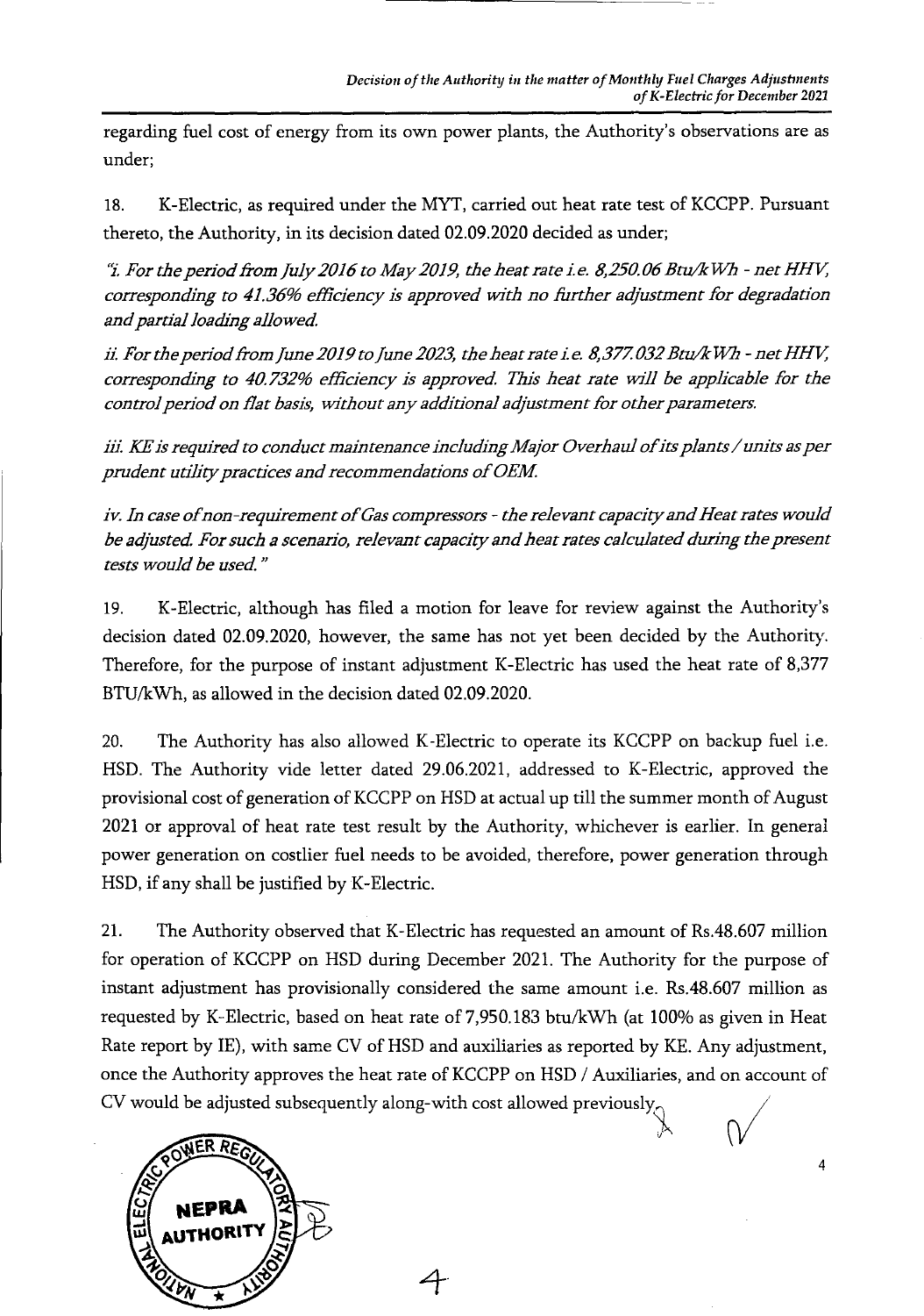regarding fuel cost of energy from its own power plants, the Authority's observations are as under;

18. K-Electric, as required under the MYT, carried out heat rate test of KCCPP. Pursuant thereto, the Authority, in its decision dated 02.09.2020 decided as under;

*"i. For the period from July 2016 to May 2019, the heat rate i.e. 8,250.06 Btu/kWh - net HHV, corresponding to 41.36% efficiency is approved with no further adjustment for degradation and partial loading allowed.*

*ii. For the period from June 2019 to June 2023, the heat rate i.e. 8,377.032 Btu/kWh - net HHV, corresponding to 40.732% efficiency is approved. This heat rate will be applicable for the control period on flat basis, without any additional adjustment for other parameters.*

*iii. KE is required to conduct maintenance including Major Overhaul of its plants / units as per prudent utility practices and recommendations of OEM.*

*iv. In case of non-requirement of Gas compressors - the relevant capacity and Heat rates would be adjusted. For such a scenario, relevant capacity and heat rates calculated during the present tests would be used."*

19. K-Electric, although has filed a motion for leave for review against the Authority's decision dated 02.09.2020, however, the same has not yet been decided by the Authority. Therefore, for the purpose of instant adjustment K-Electric has used the heat rate of 8,377 BTU/kWh, as allowed in the decision dated 02.09.2020.

20. The Authority has also allowed K-Electric to operate its KCCPP on backup fuel i.e. HSD. The Authority vide letter dated 29.06.2021, addressed to K-Electric, approved the provisional cost of generation of KCCPP on HSD at actual up till the summer month of August 2021 or approval of heat rate test result by the Authority, whichever is earlier. In general power generation on costlier fuel needs to be avoided, therefore, power generation through HSD, if any shall be justified by K-Electric.

21. The Authority observed that K-Electric has requested an amount of Rs.48.607 million for operation of KCCPP on HSD during December 2021. The Authority for the purpose of instant adjustment has provisionally considered the same amount i.e. Rs.48.607 million as requested by K-Electric, based on heat rate of 7,950.183 btu/kWh (at 100% as given in Heat Rate report by IE), with same CV of HSD and auxiliaries as reported by KE. Any adjustment, once the Authority approves the heat rate of KCCPP on HSD / Auxiliaries, and on account of CV would be adjusted subsequently along-with cost allowed previously.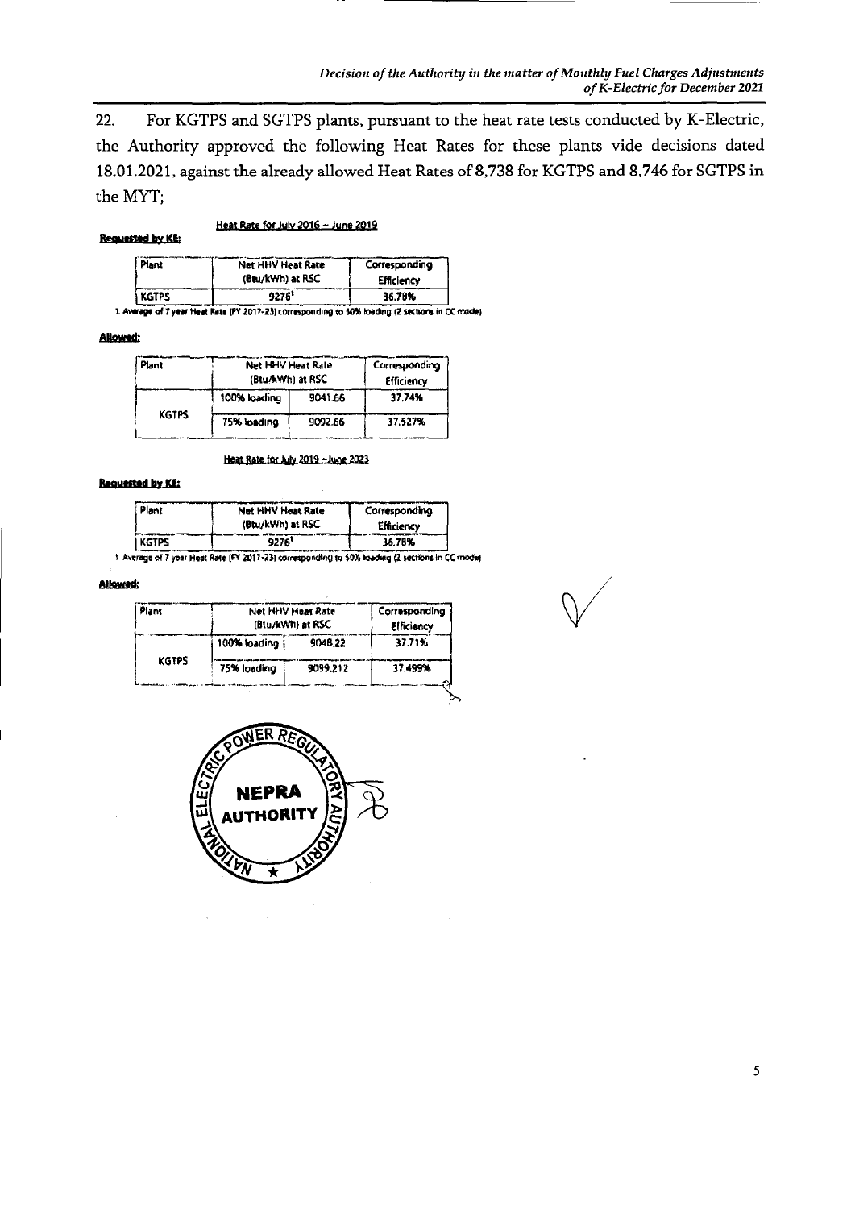22. For KGTPS and SGTPS plants, pursuant to the heat rate tests conducted by K-Electric, the Authority approved the following Heat Rates for these plants vide decisions dated 18.01.2021, against the already allowed Heat Rates of 8,738 for KGTPS and 8,746 for SGTPS in the MYT;

**Heat Rate for July 2016 – June 2019**

**Requested by KE:**

| Plant | Net HHV Heat Rate (Btu/kWh) at RSC | Corresponding Efficiency |
|---|---|---|
| KGTPS | 9276[1] | 36.78% |

1. Average of 7 year Heat Rate (FY 2017-23) corresponding to 50% loading (2 sections in CC mode)

**Allowed:**

| Plant | Net HHV Heat Rate (Btu/kWh) at RSC | | Corresponding Efficiency |
|---|---|---|---|
| KGTPS | 100% loading | 9041.66 | 37.74% |
| | 75% loading | 9092.66 | 37.527% |

**Heat Rate for July 2019 – June 2023**

**Requested by KE:**

| Plant | Net HHV Heat Rate (Btu/kWh) at RSC | Corresponding Efficiency |
|---|---|---|
| KGTPS | 9276[1] | 36.78% |

1 Average of 7 year Heat Rate (FY 2017-23) corresponding to 50% loading (2 sections in CC mode)

**Allowed:**

| Plant | Net HHV Heat Rate (Btu/kWh) at RSC | | Corresponding Efficiency |
|---|---|---|---|
| KGTPS | 100% loading | 9048.22 | 37.71% |
| | 75% loading | 9099.212 | 37.499% |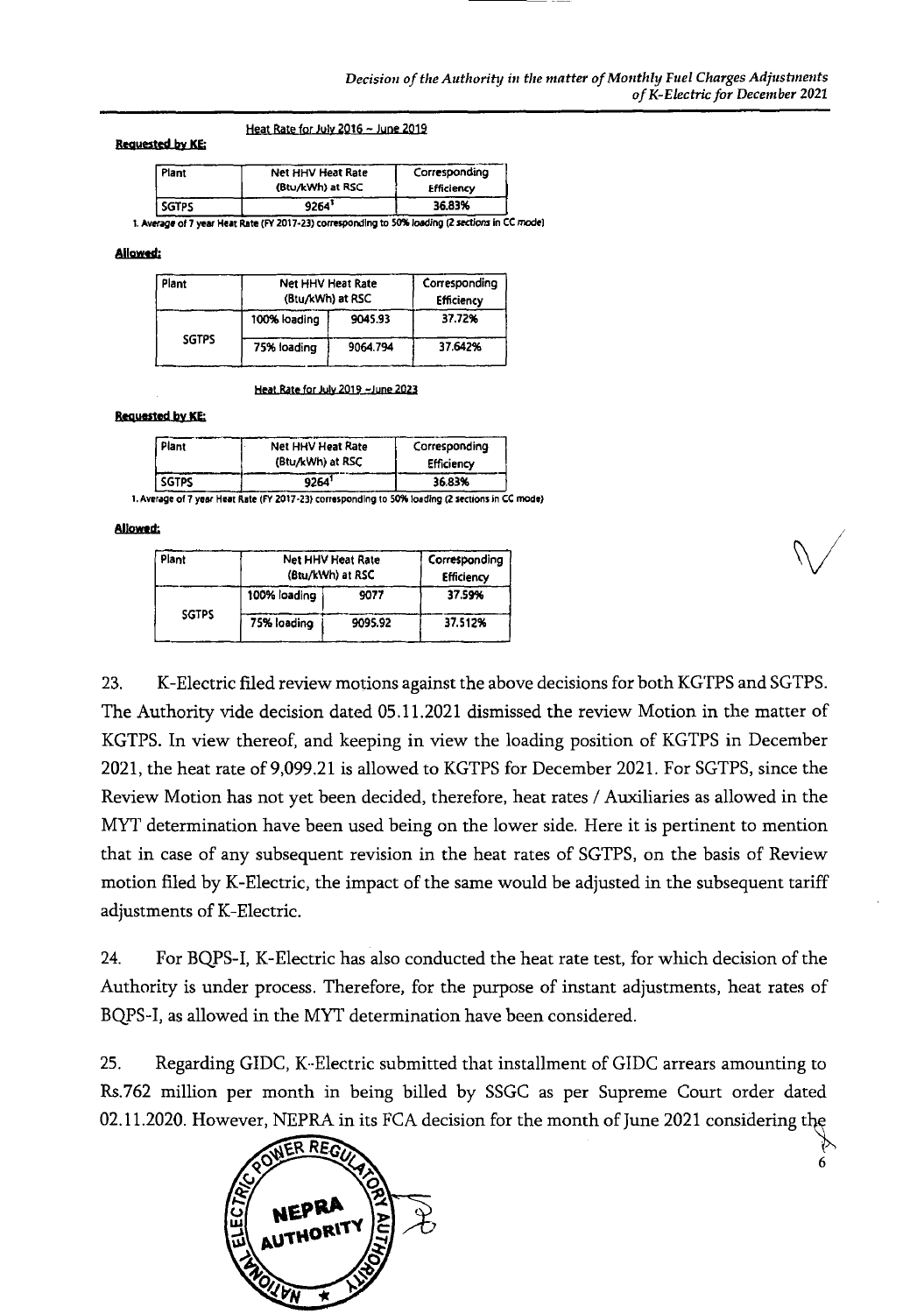Heat Rate for July 2016 – June 2019

**Requested by KE:**

| Plant | Net HHV Heat Rate (Btu/kWh) at RSC | Corresponding Efficiency |
|---|---|---|
| SGTPS | 9264[1] | 36.83% |

1. Average of 7 year Heat Rate (FY 2017-23) corresponding to 50% loading (2 sections in CC mode)

**Allowed:**

| Plant | Net HHV Heat Rate (Btu/kWh) at RSC | | Corresponding Efficiency |
|---|---|---|---|
| SGTPS | 100% loading | 9045.93 | 37.72% |
| | 75% loading | 9064.794 | 37.642% |

Heat Rate for July 2019 – June 2023

**Requested by KE:**

| Plant | Net HHV Heat Rate (Btu/kWh) at RSC | Corresponding Efficiency |
|---|---|---|
| SGTPS | 9264[1] | 36.83% |

1. Average of 7 year Heat Rate (FY 2017-23) corresponding to 50% loading (2 sections in CC mode)

**Allowed:**

| Plant | Net HHV Heat Rate (Btu/kWh) at RSC | | Corresponding Efficiency |
|---|---|---|---|
| SGTPS | 100% loading | 9077 | 37.59% |
| | 75% loading | 9095.92 | 37.512% |

23. K-Electric filed review motions against the above decisions for both KGTPS and SGTPS. The Authority vide decision dated 05.11.2021 dismissed the review Motion in the matter of KGTPS. In view thereof, and keeping in view the loading position of KGTPS in December 2021, the heat rate of 9,099.21 is allowed to KGTPS for December 2021. For SGTPS, since the Review Motion has not yet been decided, therefore, heat rates / Auxiliaries as allowed in the MYT determination have been used being on the lower side. Here it is pertinent to mention that in case of any subsequent revision in the heat rates of SGTPS, on the basis of Review motion filed by K-Electric, the impact of the same would be adjusted in the subsequent tariff adjustments of K-Electric.

24. For BQPS-I, K-Electric has also conducted the heat rate test, for which decision of the Authority is under process. Therefore, for the purpose of instant adjustments, heat rates of BQPS-I, as allowed in the MYT determination have been considered.

25. Regarding GIDC, K-Electric submitted that installment of GIDC arrears amounting to Rs.762 million per month in being billed by SSGC as per Supreme Court order dated 02.11.2020. However, NEPRA in its FCA decision for the month of June 2021 considering the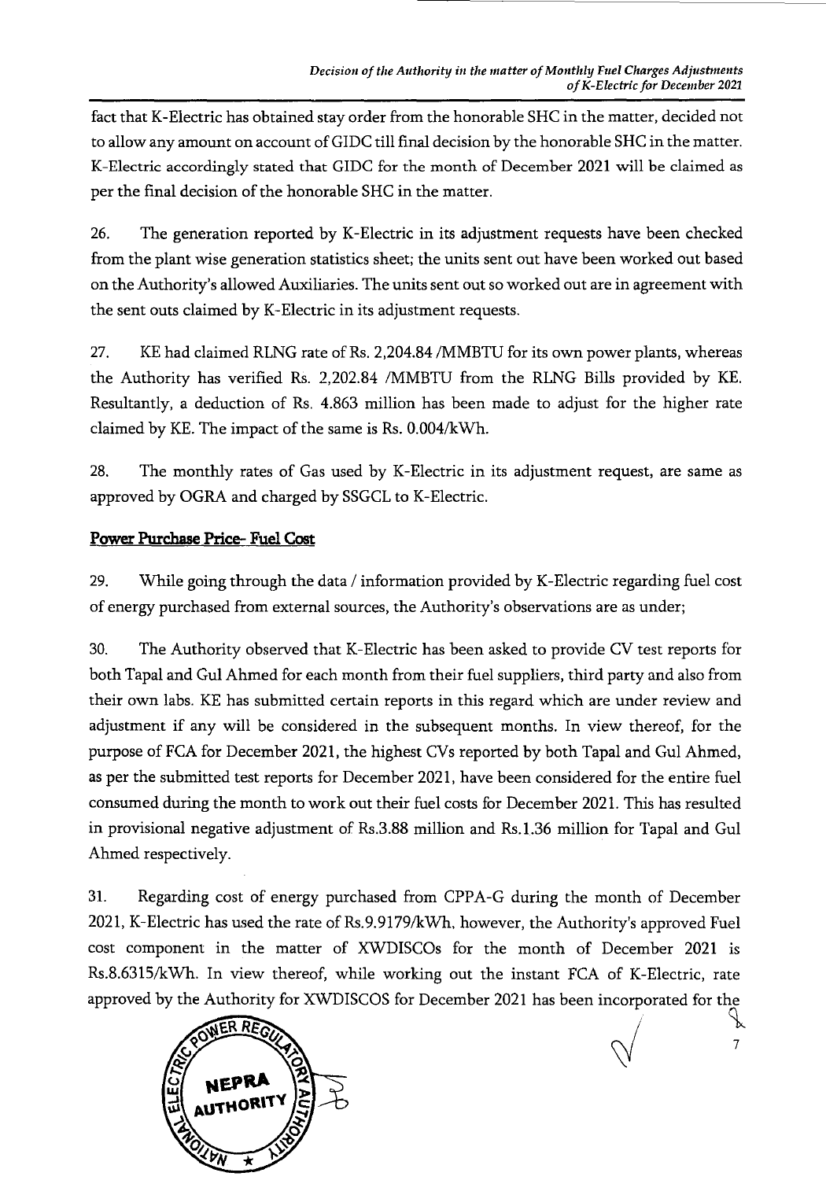fact that K-Electric has obtained stay order from the honorable SHC in the matter, decided not to allow any amount on account of GIDC till final decision by the honorable SHC in the matter. K-Electric accordingly stated that GIDC for the month of December 2021 will be claimed as per the final decision of the honorable SHC in the matter.

26. The generation reported by K-Electric in its adjustment requests have been checked from the plant wise generation statistics sheet; the units sent out have been worked out based on the Authority's allowed Auxiliaries. The units sent out so worked out are in agreement with the sent outs claimed by K-Electric in its adjustment requests.

27. KE had claimed RLNG rate of Rs. 2,204.84 /MMBTU for its own power plants, whereas the Authority has verified Rs. 2,202.84 /MMBTU from the RLNG Bills provided by KE. Resultantly, a deduction of Rs. 4.863 million has been made to adjust for the higher rate claimed by KE. The impact of the same is Rs. 0.004/kWh.

28. The monthly rates of Gas used by K-Electric in its adjustment request, are same as approved by OGRA and charged by SSGCL to K-Electric.

**Power Purchase Price- Fuel Cost**

29. While going through the data / information provided by K-Electric regarding fuel cost of energy purchased from external sources, the Authority's observations are as under;

30. The Authority observed that K-Electric has been asked to provide CV test reports for both Tapal and Gul Ahmed for each month from their fuel suppliers, third party and also from their own labs. KE has submitted certain reports in this regard which are under review and adjustment if any will be considered in the subsequent months. In view thereof, for the purpose of FCA for December 2021, the highest CVs reported by both Tapal and Gul Ahmed, as per the submitted test reports for December 2021, have been considered for the entire fuel consumed during the month to work out their fuel costs for December 2021. This has resulted in provisional negative adjustment of Rs.3.88 million and Rs.1.36 million for Tapal and Gul Ahmed respectively.

31. Regarding cost of energy purchased from CPPA-G during the month of December 2021, K-Electric has used the rate of Rs.9.9179/kWh, however, the Authority's approved Fuel cost component in the matter of XWDISCOs for the month of December 2021 is Rs.8.6315/kWh. In view thereof, while working out the instant FCA of K-Electric, rate approved by the Authority for XWDISCOS for December 2021 has been incorporated for the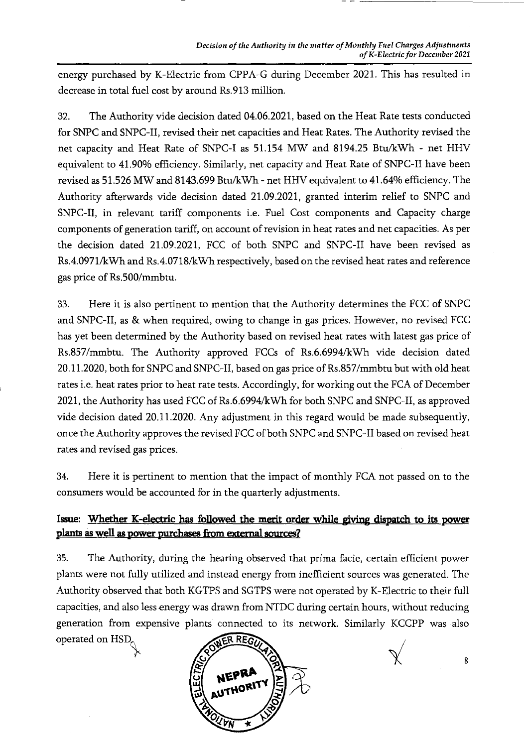energy purchased by K-Electric from CPPA-G during December 2021. This has resulted in decrease in total fuel cost by around Rs.913 million.

32. The Authority vide decision dated 04.06.2021, based on the Heat Rate tests conducted for SNPC and SNPC-II, revised their net capacities and Heat Rates. The Authority revised the net capacity and Heat Rate of SNPC-I as 51.154 MW and 8194.25 Btu/kWh - net HHV equivalent to 41.90% efficiency. Similarly, net capacity and Heat Rate of SNPC-II have been revised as 51.526 MW and 8143.699 Btu/kWh - net HHV equivalent to 41.64% efficiency. The Authority afterwards vide decision dated 21.09.2021, granted interim relief to SNPC and SNPC-II, in relevant tariff components i.e. Fuel Cost components and Capacity charge components of generation tariff, on account of revision in heat rates and net capacities. As per the decision dated 21.09.2021, FCC of both SNPC and SNPC-II have been revised as Rs.4.0971/kWh and Rs.4.0718/kWh respectively, based on the revised heat rates and reference gas price of Rs.500/mmbtu.

33. Here it is also pertinent to mention that the Authority determines the FCC of SNPC and SNPC-II, as & when required, owing to change in gas prices. However, no revised FCC has yet been determined by the Authority based on revised heat rates with latest gas price of Rs.857/mmbtu. The Authority approved FCCs of Rs.6.6994/kWh vide decision dated 20.11.2020, both for SNPC and SNPC-II, based on gas price of Rs.857/mmbtu but with old heat rates i.e. heat rates prior to heat rate tests. Accordingly, for working out the FCA of December 2021, the Authority has used FCC of Rs.6.6994/kWh for both SNPC and SNPC-II, as approved vide decision dated 20.11.2020. Any adjustment in this regard would be made subsequently, once the Authority approves the revised FCC of both SNPC and SNPC-II based on revised heat rates and revised gas prices.

34. Here it is pertinent to mention that the impact of monthly FCA not passed on to the consumers would be accounted for in the quarterly adjustments.

**Issue: Whether K-electric has followed the merit order while giving dispatch to its power plants as well as power purchases from external sources?**

35. The Authority, during the hearing observed that prima facie, certain efficient power plants were not fully utilized and instead energy from inefficient sources was generated. The Authority observed that both KGTPS and SGTPS were not operated by K-Electric to their full capacities, and also less energy was drawn from NTDC during certain hours, without reducing generation from expensive plants connected to its network. Similarly KCCPP was also operated on HSD.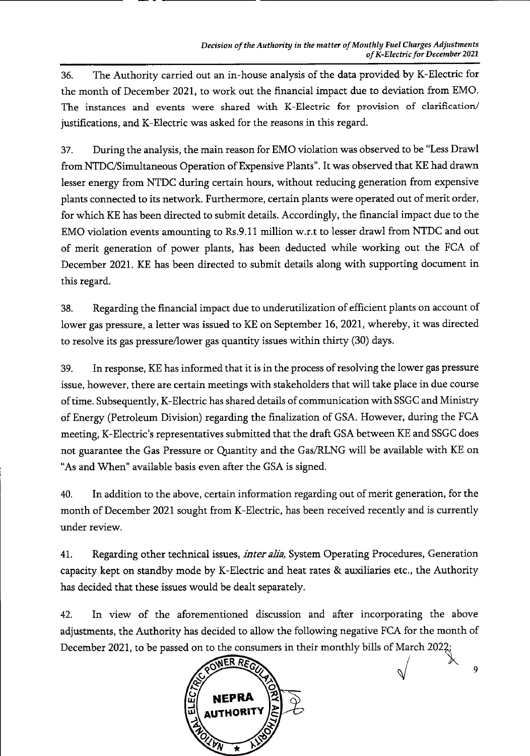36. The Authority carried out an in-house analysis of the data provided by K-Electric for the month of December 2021, to work out the financial impact due to deviation from EMO. The instances and events were shared with K-Electric for provision of clarification/ justifications, and K-Electric was asked for the reasons in this regard.

37. During the analysis, the main reason for EMO violation was observed to be "Less Drawl from NTDC/Simultaneous Operation of Expensive Plants". It was observed that KE had drawn lesser energy from NTDC during certain hours, without reducing generation from expensive plants connected to its network. Furthermore, certain plants were operated out of merit order, for which KE has been directed to submit details. Accordingly, the financial impact due to the EMO violation events amounting to Rs.9.11 million w.r.t to lesser drawl from NTDC and out of merit generation of power plants, has been deducted while working out the FCA of December 2021. KE has been directed to submit details along with supporting document in this regard.

38. Regarding the financial impact due to underutilization of efficient plants on account of lower gas pressure, a letter was issued to KE on September 16, 2021, whereby, it was directed to resolve its gas pressure/lower gas quantity issues within thirty (30) days.

39. In response, KE has informed that it is in the process of resolving the lower gas pressure issue, however, there are certain meetings with stakeholders that will take place in due course of time. Subsequently, K-Electric has shared details of communication with SSGC and Ministry of Energy (Petroleum Division) regarding the finalization of GSA. However, during the FCA meeting, K-Electric's representatives submitted that the draft GSA between KE and SSGC does not guarantee the Gas Pressure or Quantity and the Gas/RLNG will be available with KE on "As and When" available basis even after the GSA is signed.

40. In addition to the above, certain information regarding out of merit generation, for the month of December 2021 sought from K-Electric, has been received recently and is currently under review.

41. Regarding other technical issues, *inter alia,* System Operating Procedures, Generation capacity kept on standby mode by K-Electric and heat rates & auxiliaries etc., the Authority has decided that these issues would be dealt separately.

42. In view of the aforementioned discussion and after incorporating the above adjustments, the Authority has decided to allow the following negative FCA for the month of December 2021, to be passed on to the consumers in their monthly bills of March 2022;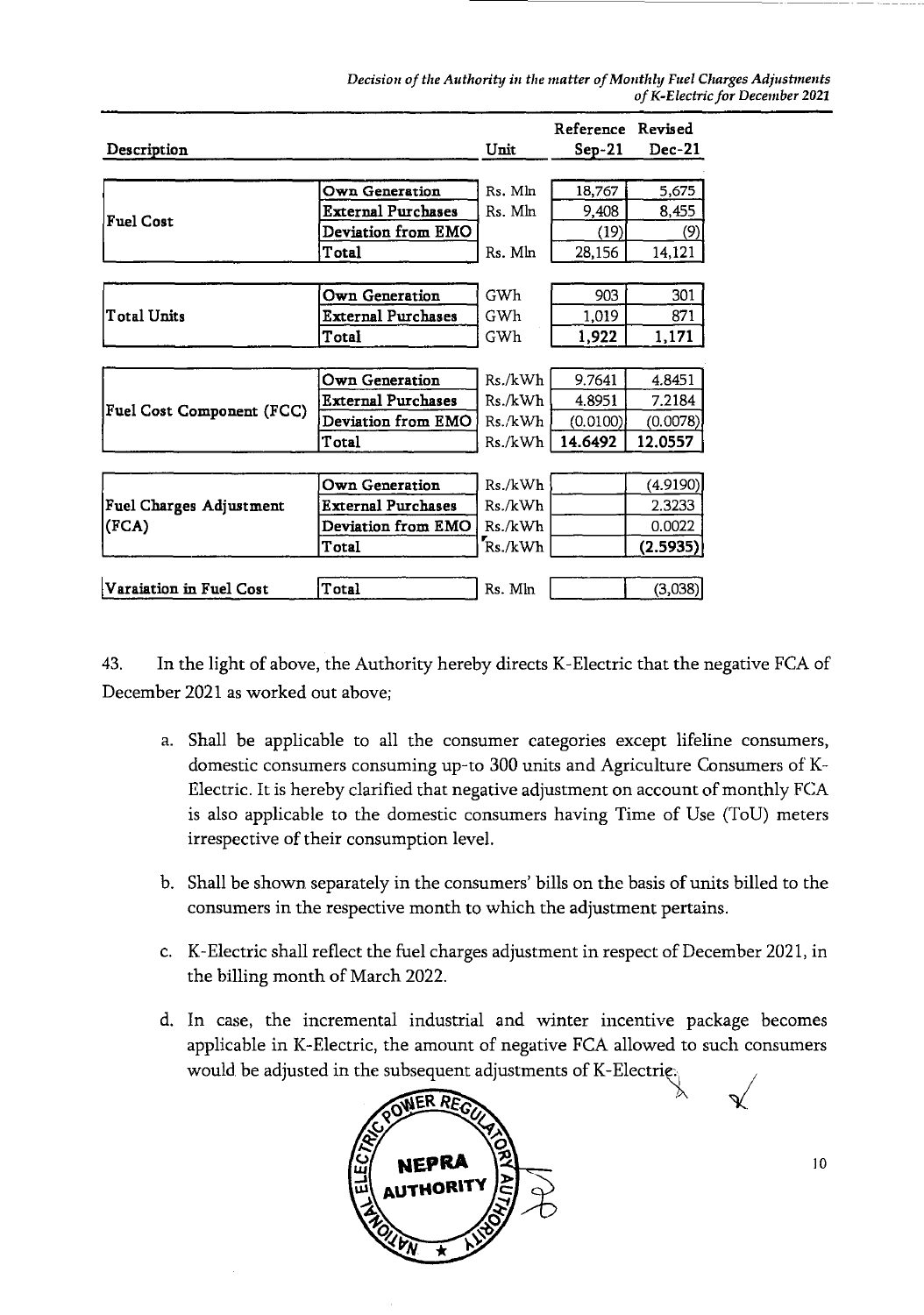| Description | | Unit | Reference Sep-21 | Revised Dec-21 |
|---|---|---|---|---|
| Fuel Cost | Own Generation | Rs. Mln | 18,767 | 5,675 |
| | External Purchases | Rs. Mln | 9,408 | 8,455 |
| | Deviation from EMO | | (19) | (9) |
| | Total | Rs. Mln | 28,156 | 14,121 |
| Total Units | Own Generation | GWh | 903 | 301 |
| | External Purchases | GWh | 1,019 | 871 |
| | Total | GWh | **1,922** | **1,171** |
| Fuel Cost Component (FCC) | Own Generation | Rs./kWh | 9.7641 | 4.8451 |
| | External Purchases | Rs./kWh | 4.8951 | 7.2184 |
| | Deviation from EMO | Rs./kWh | (0.0100) | (0.0078) |
| | Total | Rs./kWh | **14.6492** | **12.0557** |
| Fuel Charges Adjustment (FCA) | Own Generation | Rs./kWh | | (4.9190) |
| | External Purchases | Rs./kWh | | 2.3233 |
| | Deviation from EMO | Rs./kWh | | 0.0022 |
| | Total | Rs./kWh | | **(2.5935)** |
| Varaiation in Fuel Cost | Total | Rs. Mln | | (3,038) |

43. In the light of above, the Authority hereby directs K-Electric that the negative FCA of December 2021 as worked out above;

a. Shall be applicable to all the consumer categories except lifeline consumers, domestic consumers consuming up-to 300 units and Agriculture Consumers of K-Electric. It is hereby clarified that negative adjustment on account of monthly FCA is also applicable to the domestic consumers having Time of Use (ToU) meters irrespective of their consumption level.

b. Shall be shown separately in the consumers' bills on the basis of units billed to the consumers in the respective month to which the adjustment pertains.

c. K-Electric shall reflect the fuel charges adjustment in respect of December 2021, in the billing month of March 2022.

d. In case, the incremental industrial and winter incentive package becomes applicable in K-Electric, the amount of negative FCA allowed to such consumers would be adjusted in the subsequent adjustments of K-Electric.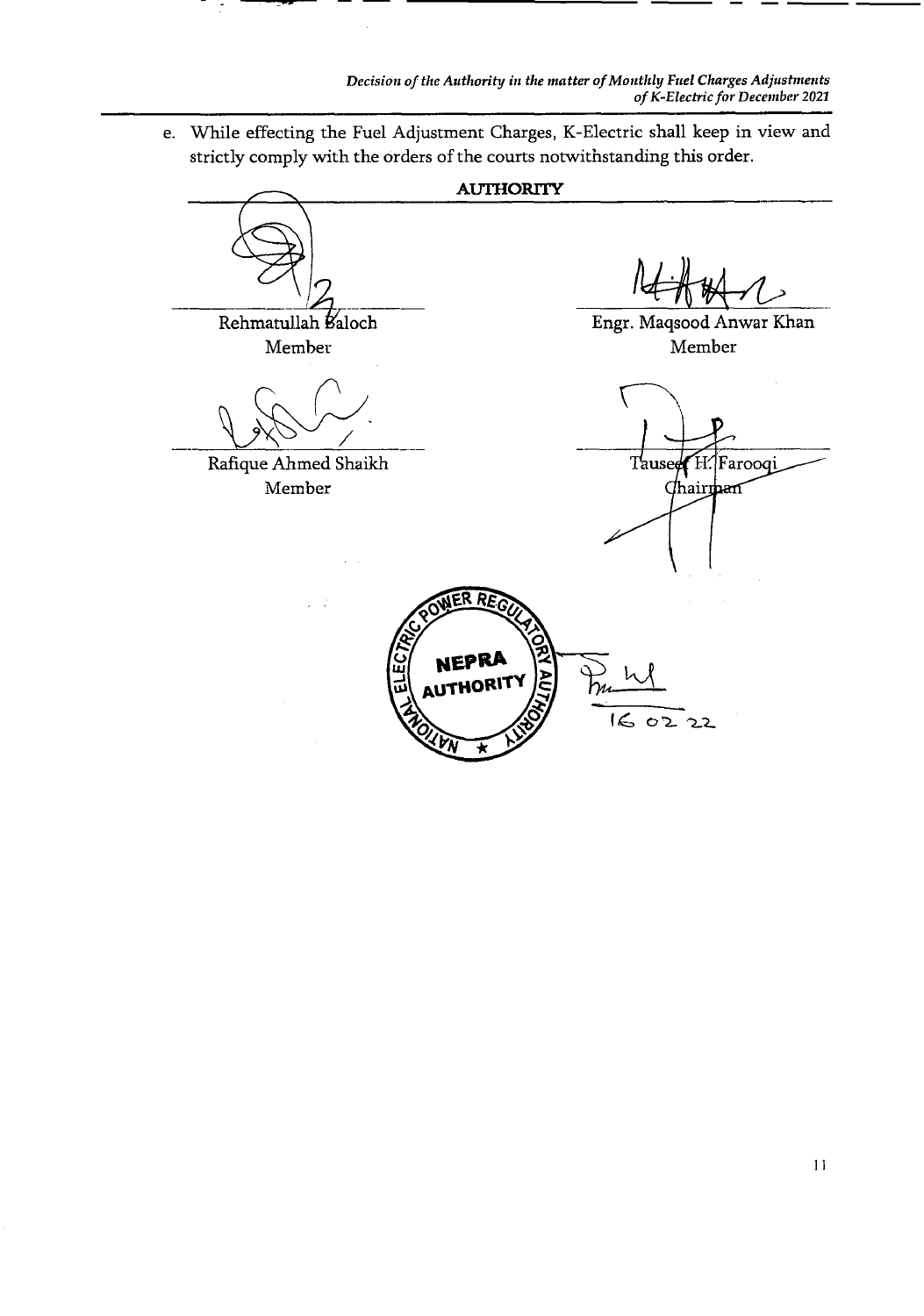e. While effecting the Fuel Adjustment Charges, K-Electric shall keep in view and strictly comply with the orders of the courts notwithstanding this order.

**AUTHORITY**

| | |
|---|---|
| Rehmatullah Baloch<br>Member | Engr. Maqsood Anwar Khan<br>Member |
| Rafique Ahmed Shaikh<br>Member | Tauseef H. Farooqi<br>Chairman |

NEPRA AUTHORITY

16 02 22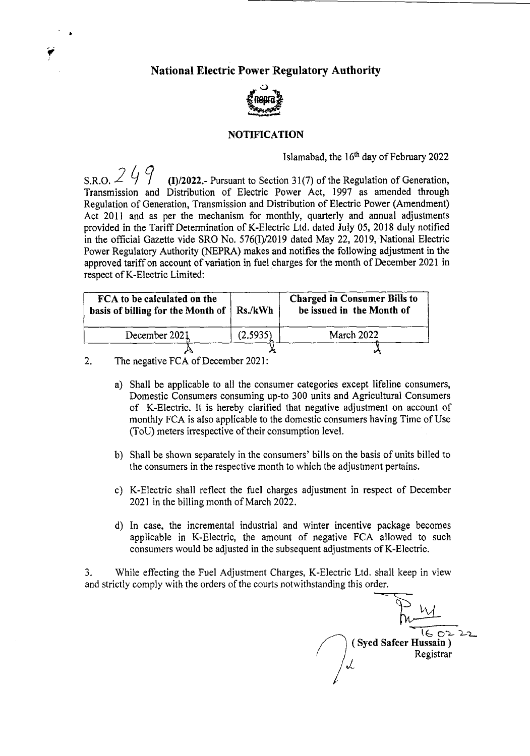# National Electric Power Regulatory Authority

## NOTIFICATION

Islamabad, the 16th day of February 2022

S.R.O. 249 **(I)/2022.**- Pursuant to Section 31(7) of the Regulation of Generation, Transmission and Distribution of Electric Power Act, 1997 as amended through Regulation of Generation, Transmission and Distribution of Electric Power (Amendment) Act 2011 and as per the mechanism for monthly, quarterly and annual adjustments provided in the Tariff Determination of K-Electric Ltd. dated July 05, 2018 duly notified in the official Gazette vide SRO No. 576(I)/2019 dated May 22, 2019, National Electric Power Regulatory Authority (NEPRA) makes and notifies the following adjustment in the approved tariff on account of variation in fuel charges for the month of December 2021 in respect of K-Electric Limited:

| **FCA to be calculated on the basis of billing for the Month of** | **Rs./kWh** | **Charged in Consumer Bills to be issued in the Month of** |
|---|---|---|
| December 2021 | (2.5935) | March 2022 |

2. The negative FCA of December 2021:

   a) Shall be applicable to all the consumer categories except lifeline consumers, Domestic Consumers consuming up-to 300 units and Agricultural Consumers of K-Electric. It is hereby clarified that negative adjustment on account of monthly FCA is also applicable to the domestic consumers having Time of Use (ToU) meters irrespective of their consumption level.

   b) Shall be shown separately in the consumers' bills on the basis of units billed to the consumers in the respective month to which the adjustment pertains.

   c) K-Electric shall reflect the fuel charges adjustment in respect of December 2021 in the billing month of March 2022.

   d) In case, the incremental industrial and winter incentive package becomes applicable in K-Electric, the amount of negative FCA allowed to such consumers would be adjusted in the subsequent adjustments of K-Electric.

3. While effecting the Fuel Adjustment Charges, K-Electric Ltd. shall keep in view and strictly comply with the orders of the courts notwithstanding this order.

16 02 22

( Syed Safeer Hussain )
Registrar